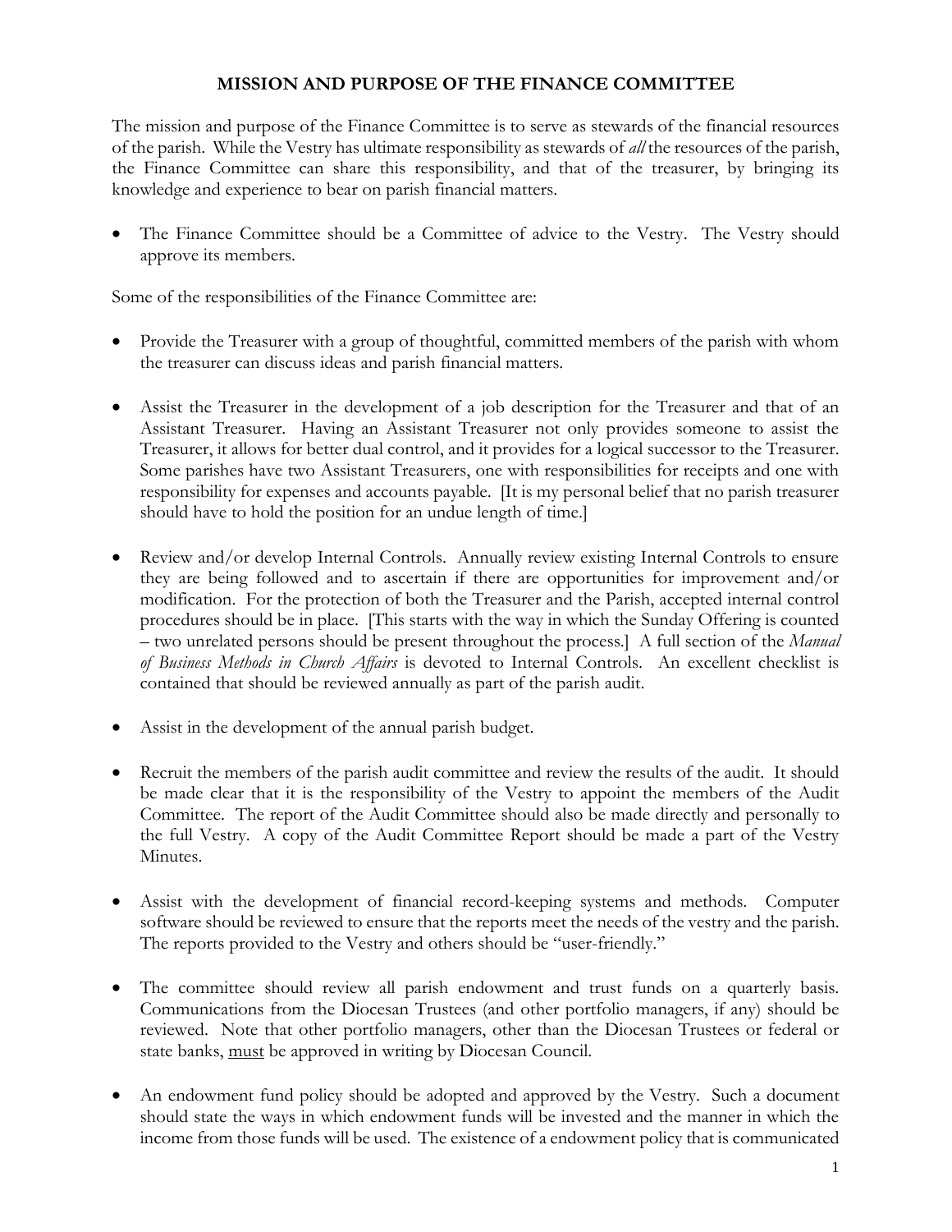# MISSION AND PURPOSE OF THE FINANCE COMMITTEE

The mission and purpose of the Finance Committee is to serve as stewards of the financial resources of the parish. While the Vestry has ultimate responsibility as stewards of *all* the resources of the parish, the Finance Committee can share this responsibility, and that of the treasurer, by bringing its knowledge and experience to bear on parish financial matters.

- The Finance Committee should be a Committee of advice to the Vestry. The Vestry should approve its members.

Some of the responsibilities of the Finance Committee are:

- Provide the Treasurer with a group of thoughtful, committed members of the parish with whom the treasurer can discuss ideas and parish financial matters.

- Assist the Treasurer in the development of a job description for the Treasurer and that of an Assistant Treasurer. Having an Assistant Treasurer not only provides someone to assist the Treasurer, it allows for better dual control, and it provides for a logical successor to the Treasurer. Some parishes have two Assistant Treasurers, one with responsibilities for receipts and one with responsibility for expenses and accounts payable. [It is my personal belief that no parish treasurer should have to hold the position for an undue length of time.]

- Review and/or develop Internal Controls. Annually review existing Internal Controls to ensure they are being followed and to ascertain if there are opportunities for improvement and/or modification. For the protection of both the Treasurer and the Parish, accepted internal control procedures should be in place. [This starts with the way in which the Sunday Offering is counted – two unrelated persons should be present throughout the process.] A full section of the *Manual of Business Methods in Church Affairs* is devoted to Internal Controls. An excellent checklist is contained that should be reviewed annually as part of the parish audit.

- Assist in the development of the annual parish budget.

- Recruit the members of the parish audit committee and review the results of the audit. It should be made clear that it is the responsibility of the Vestry to appoint the members of the Audit Committee. The report of the Audit Committee should also be made directly and personally to the full Vestry. A copy of the Audit Committee Report should be made a part of the Vestry Minutes.

- Assist with the development of financial record-keeping systems and methods. Computer software should be reviewed to ensure that the reports meet the needs of the vestry and the parish. The reports provided to the Vestry and others should be "user-friendly."

- The committee should review all parish endowment and trust funds on a quarterly basis. Communications from the Diocesan Trustees (and other portfolio managers, if any) should be reviewed. Note that other portfolio managers, other than the Diocesan Trustees or federal or state banks, <u>must</u> be approved in writing by Diocesan Council.

- An endowment fund policy should be adopted and approved by the Vestry. Such a document should state the ways in which endowment funds will be invested and the manner in which the income from those funds will be used. The existence of a endowment policy that is communicated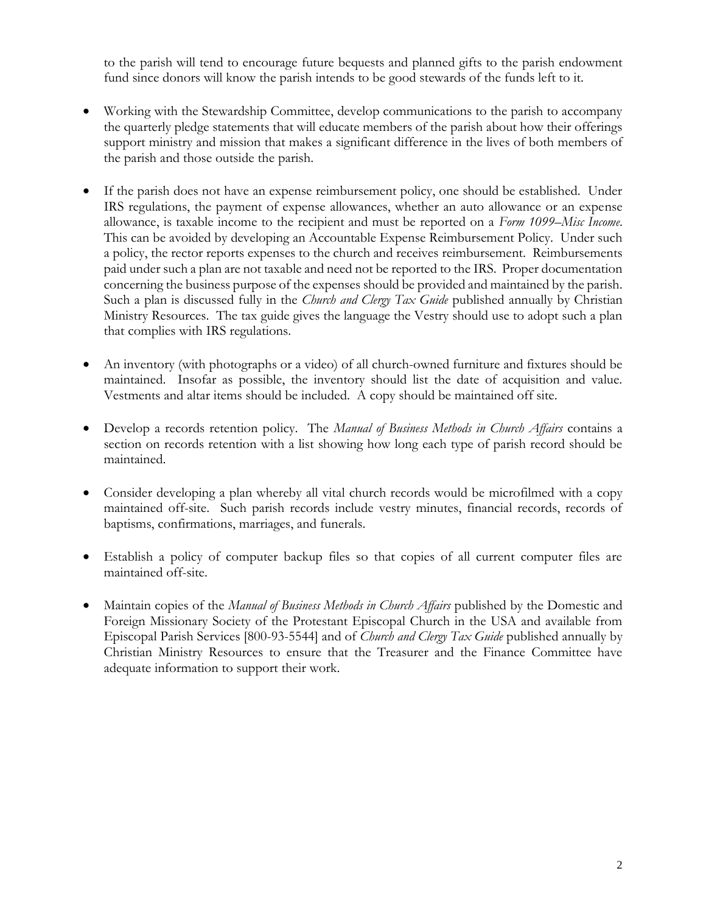to the parish will tend to encourage future bequests and planned gifts to the parish endowment fund since donors will know the parish intends to be good stewards of the funds left to it.

- Working with the Stewardship Committee, develop communications to the parish to accompany the quarterly pledge statements that will educate members of the parish about how their offerings support ministry and mission that makes a significant difference in the lives of both members of the parish and those outside the parish.

- If the parish does not have an expense reimbursement policy, one should be established. Under IRS regulations, the payment of expense allowances, whether an auto allowance or an expense allowance, is taxable income to the recipient and must be reported on a *Form 1099–Misc Income*. This can be avoided by developing an Accountable Expense Reimbursement Policy. Under such a policy, the rector reports expenses to the church and receives reimbursement. Reimbursements paid under such a plan are not taxable and need not be reported to the IRS. Proper documentation concerning the business purpose of the expenses should be provided and maintained by the parish. Such a plan is discussed fully in the *Church and Clergy Tax Guide* published annually by Christian Ministry Resources. The tax guide gives the language the Vestry should use to adopt such a plan that complies with IRS regulations.

- An inventory (with photographs or a video) of all church-owned furniture and fixtures should be maintained. Insofar as possible, the inventory should list the date of acquisition and value. Vestments and altar items should be included. A copy should be maintained off site.

- Develop a records retention policy. The *Manual of Business Methods in Church Affairs* contains a section on records retention with a list showing how long each type of parish record should be maintained.

- Consider developing a plan whereby all vital church records would be microfilmed with a copy maintained off-site. Such parish records include vestry minutes, financial records, records of baptisms, confirmations, marriages, and funerals.

- Establish a policy of computer backup files so that copies of all current computer files are maintained off-site.

- Maintain copies of the *Manual of Business Methods in Church Affairs* published by the Domestic and Foreign Missionary Society of the Protestant Episcopal Church in the USA and available from Episcopal Parish Services [800-93-5544] and of *Church and Clergy Tax Guide* published annually by Christian Ministry Resources to ensure that the Treasurer and the Finance Committee have adequate information to support their work.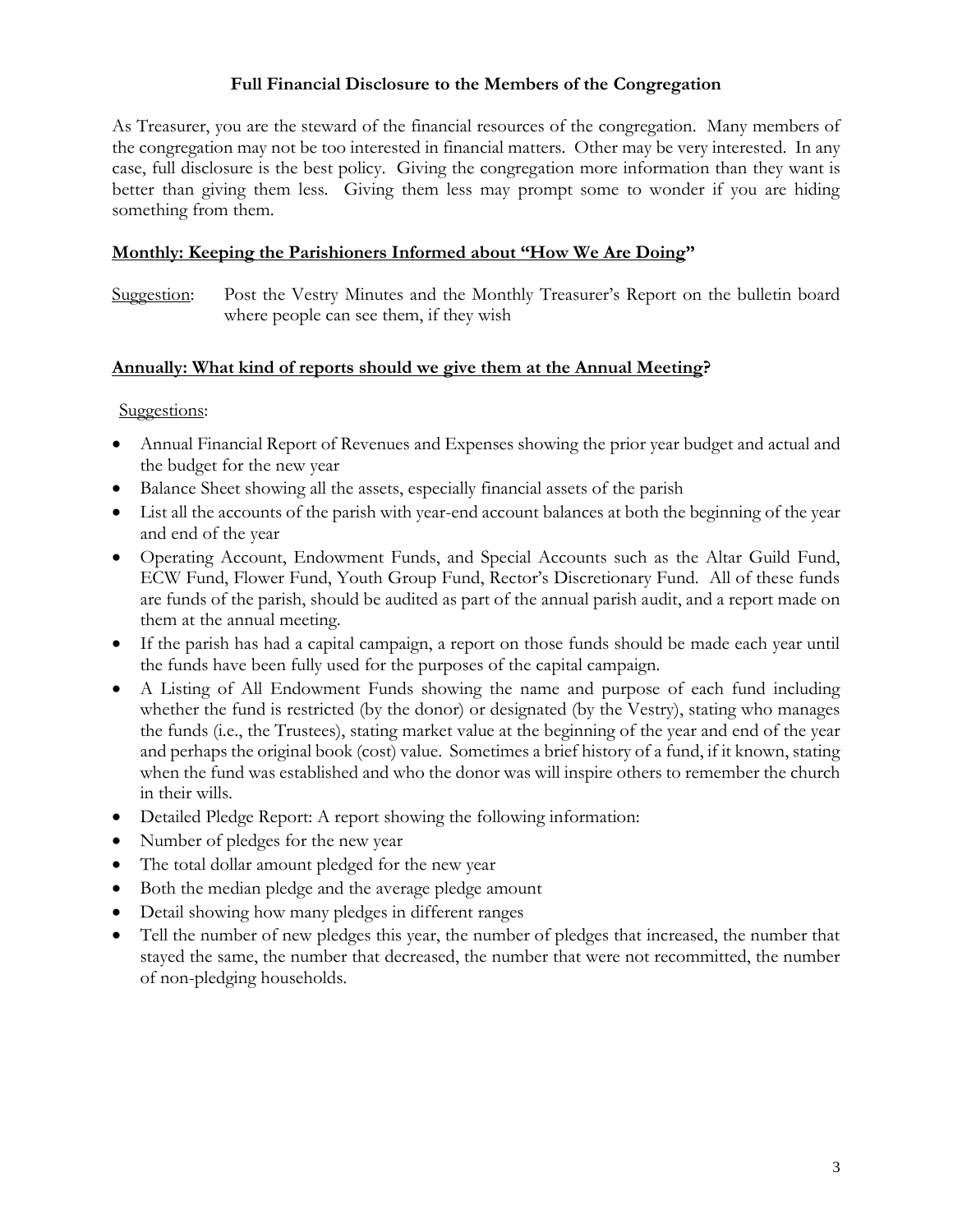## Full Financial Disclosure to the Members of the Congregation

As Treasurer, you are the steward of the financial resources of the congregation. Many members of the congregation may not be too interested in financial matters. Other may be very interested. In any case, full disclosure is the best policy. Giving the congregation more information than they want is better than giving them less. Giving them less may prompt some to wonder if you are hiding something from them.

### **Monthly: Keeping the Parishioners Informed about "How We Are Doing"**

Suggestion: Post the Vestry Minutes and the Monthly Treasurer's Report on the bulletin board where people can see them, if they wish

### **Annually: What kind of reports should we give them at the Annual Meeting?**

Suggestions:

- Annual Financial Report of Revenues and Expenses showing the prior year budget and actual and the budget for the new year
- Balance Sheet showing all the assets, especially financial assets of the parish
- List all the accounts of the parish with year-end account balances at both the beginning of the year and end of the year
- Operating Account, Endowment Funds, and Special Accounts such as the Altar Guild Fund, ECW Fund, Flower Fund, Youth Group Fund, Rector's Discretionary Fund. All of these funds are funds of the parish, should be audited as part of the annual parish audit, and a report made on them at the annual meeting.
- If the parish has had a capital campaign, a report on those funds should be made each year until the funds have been fully used for the purposes of the capital campaign.
- A Listing of All Endowment Funds showing the name and purpose of each fund including whether the fund is restricted (by the donor) or designated (by the Vestry), stating who manages the funds (i.e., the Trustees), stating market value at the beginning of the year and end of the year and perhaps the original book (cost) value. Sometimes a brief history of a fund, if it known, stating when the fund was established and who the donor was will inspire others to remember the church in their wills.
- Detailed Pledge Report: A report showing the following information:
- Number of pledges for the new year
- The total dollar amount pledged for the new year
- Both the median pledge and the average pledge amount
- Detail showing how many pledges in different ranges
- Tell the number of new pledges this year, the number of pledges that increased, the number that stayed the same, the number that decreased, the number that were not recommitted, the number of non-pledging households.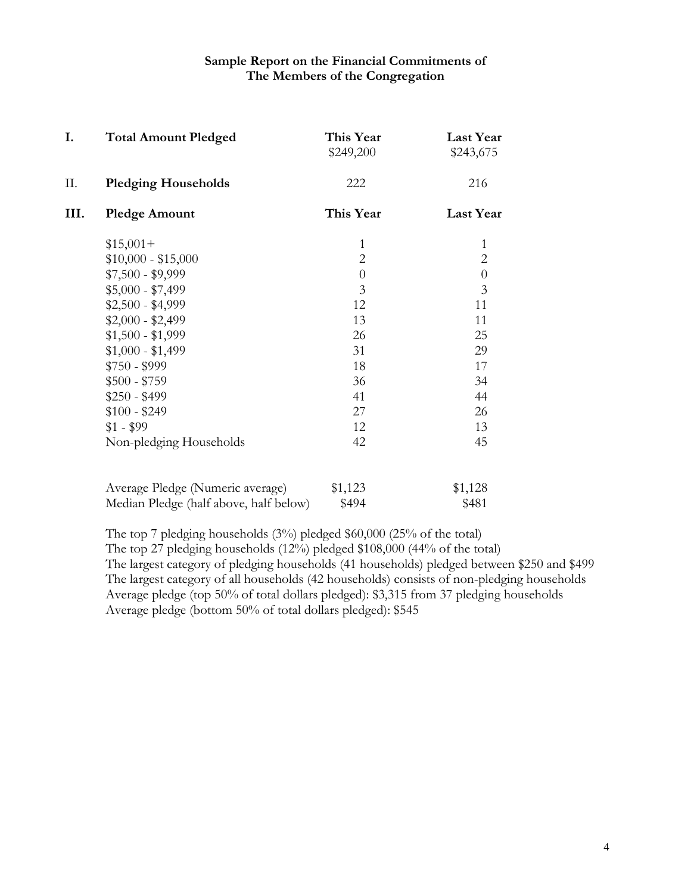# Sample Report on the Financial Commitments of The Members of the Congregation

| | | This Year | Last Year |
|---|---|---|---|
| **I.** | **Total Amount Pledged** | $249,200 | $243,675 |
| II. | **Pledging Households** | 222 | 216 |
| **III.** | **Pledge Amount** | **This Year** | **Last Year** |
| | $15,001+ | 1 | 1 |
| | $10,000 - $15,000 | 2 | 2 |
| | $7,500 - $9,999 | 0 | 0 |
| | $5,000 - $7,499 | 3 | 3 |
| | $2,500 - $4,999 | 12 | 11 |
| | $2,000 - $2,499 | 13 | 11 |
| | $1,500 - $1,999 | 26 | 25 |
| | $1,000 - $1,499 | 31 | 29 |
| | $750 - $999 | 18 | 17 |
| | $500 - $759 | 36 | 34 |
| | $250 - $499 | 41 | 44 |
| | $100 - $249 | 27 | 26 |
| | $1 - $99 | 12 | 13 |
| | Non-pledging Households | 42 | 45 |
| | Average Pledge (Numeric average) | $1,123 | $1,128 |
| | Median Pledge (half above, half below) | $494 | $481 |

The top 7 pledging households (3%) pledged $60,000 (25% of the total)
The top 27 pledging households (12%) pledged $108,000 (44% of the total)
The largest category of pledging households (41 households) pledged between $250 and $499
The largest category of all households (42 households) consists of non-pledging households
Average pledge (top 50% of total dollars pledged): $3,315 from 37 pledging households
Average pledge (bottom 50% of total dollars pledged): $545